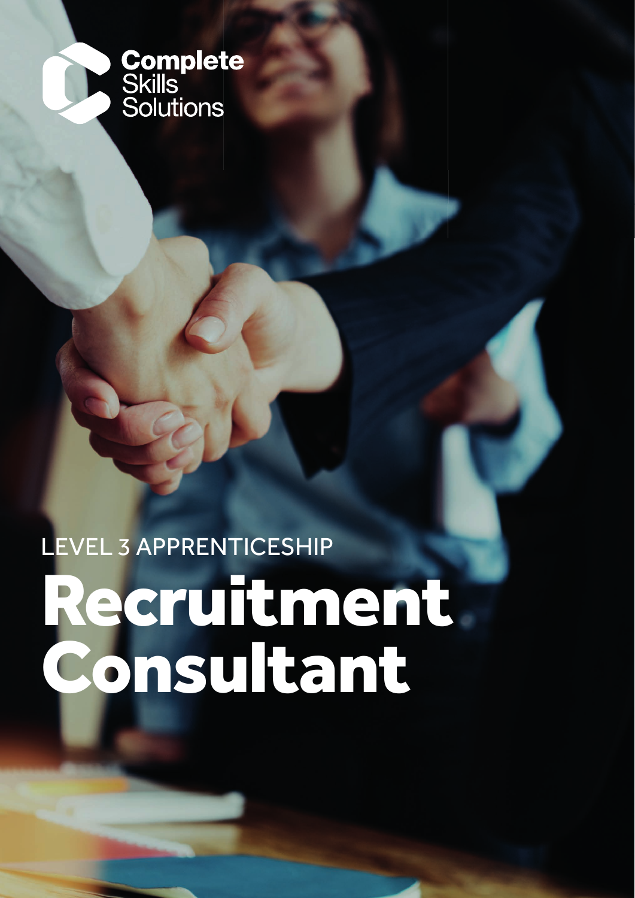Complete Skills Solutions

LEVEL 3 APPRENTICESHIP

# Recruitment Consultant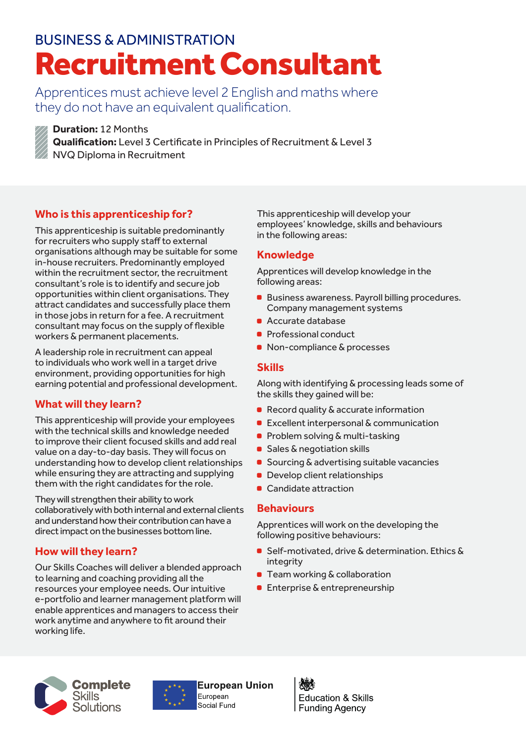BUSINESS & ADMINISTRATION

# Recruitment Consultant

Apprentices must achieve level 2 English and maths where they do not have an equivalent qualification.

**Duration:** 12 Months
**Qualification:** Level 3 Certificate in Principles of Recruitment & Level 3 NVQ Diploma in Recruitment

## Who is this apprenticeship for?

This apprenticeship is suitable predominantly for recruiters who supply staff to external organisations although may be suitable for some in-house recruiters. Predominantly employed within the recruitment sector, the recruitment consultant's role is to identify and secure job opportunities within client organisations. They attract candidates and successfully place them in those jobs in return for a fee. A recruitment consultant may focus on the supply of flexible workers & permanent placements.

A leadership role in recruitment can appeal to individuals who work well in a target drive environment, providing opportunities for high earning potential and professional development.

## What will they learn?

This apprenticeship will provide your employees with the technical skills and knowledge needed to improve their client focused skills and add real value on a day-to-day basis. They will focus on understanding how to develop client relationships while ensuring they are attracting and supplying them with the right candidates for the role.

They will strengthen their ability to work collaboratively with both internal and external clients and understand how their contribution can have a direct impact on the businesses bottom line.

## How will they learn?

Our Skills Coaches will deliver a blended approach to learning and coaching providing all the resources your employee needs. Our intuitive e-portfolio and learner management platform will enable apprentices and managers to access their work anytime and anywhere to fit around their working life.

This apprenticeship will develop your employees' knowledge, skills and behaviours in the following areas:

## Knowledge

Apprentices will develop knowledge in the following areas:

- Business awareness. Payroll billing procedures. Company management systems
- Accurate database
- Professional conduct
- Non-compliance & processes

## Skills

Along with identifying & processing leads some of the skills they gained will be:

- Record quality & accurate information
- Excellent interpersonal & communication
- Problem solving & multi-tasking
- Sales & negotiation skills
- Sourcing & advertising suitable vacancies
- Develop client relationships
- Candidate attraction

## Behaviours

Apprentices will work on the developing the following positive behaviours:

- Self-motivated, drive & determination. Ethics & integrity
- Team working & collaboration
- Enterprise & entrepreneurship

Complete Skills Solutions

European Union European Social Fund

Education & Skills Funding Agency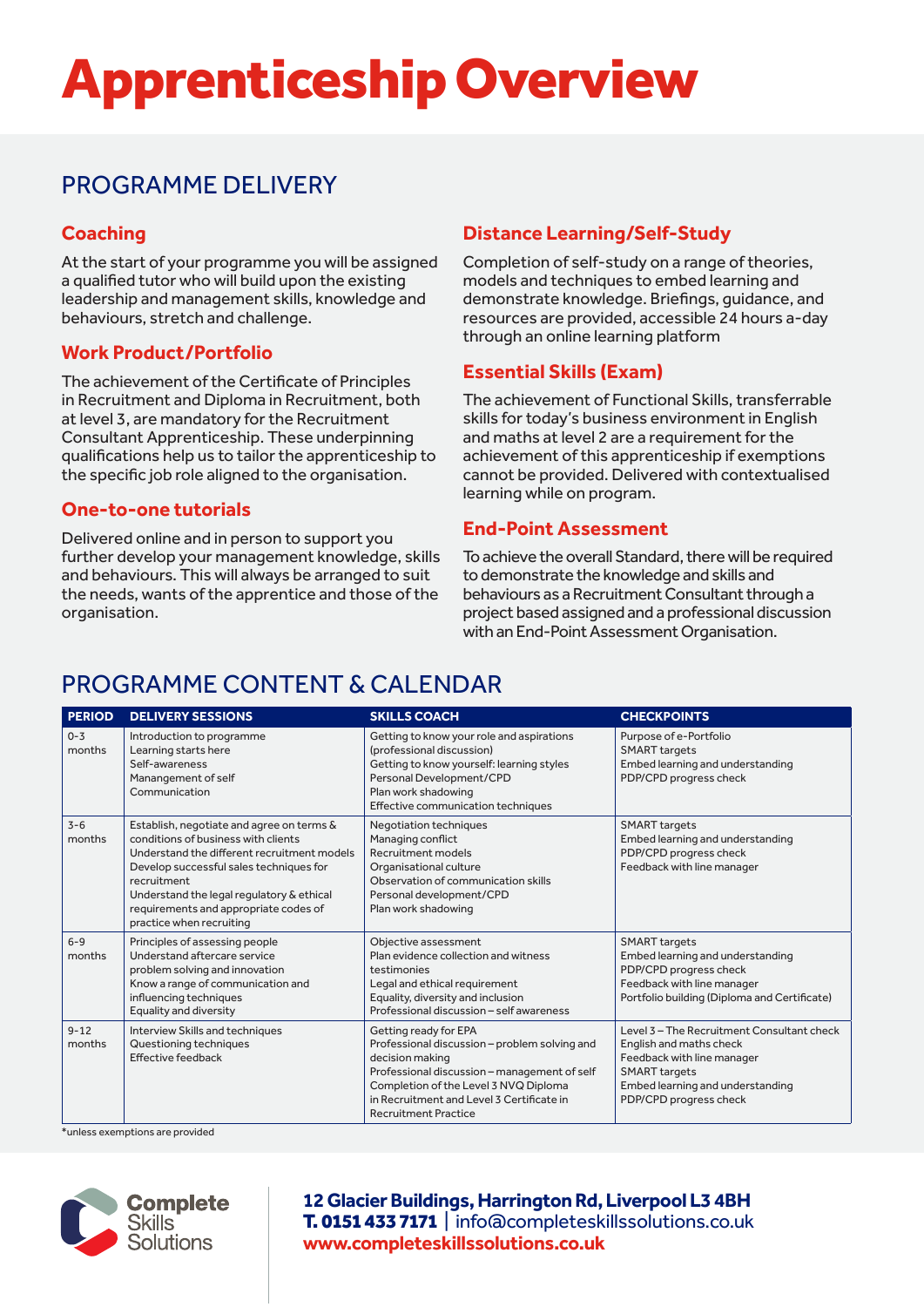# Apprenticeship Overview

## PROGRAMME DELIVERY

### Coaching

At the start of your programme you will be assigned a qualified tutor who will build upon the existing leadership and management skills, knowledge and behaviours, stretch and challenge.

### Work Product/Portfolio

The achievement of the Certificate of Principles in Recruitment and Diploma in Recruitment, both at level 3, are mandatory for the Recruitment Consultant Apprenticeship. These underpinning qualifications help us to tailor the apprenticeship to the specific job role aligned to the organisation.

### One-to-one tutorials

Delivered online and in person to support you further develop your management knowledge, skills and behaviours. This will always be arranged to suit the needs, wants of the apprentice and those of the organisation.

### Distance Learning/Self-Study

Completion of self-study on a range of theories, models and techniques to embed learning and demonstrate knowledge. Briefings, guidance, and resources are provided, accessible 24 hours a-day through an online learning platform

### Essential Skills (Exam)

The achievement of Functional Skills, transferrable skills for today's business environment in English and maths at level 2 are a requirement for the achievement of this apprenticeship if exemptions cannot be provided. Delivered with contextualised learning while on program.

### End-Point Assessment

To achieve the overall Standard, there will be required to demonstrate the knowledge and skills and behaviours as a Recruitment Consultant through a project based assigned and a professional discussion with an End-Point Assessment Organisation.

## PROGRAMME CONTENT & CALENDAR

| PERIOD | DELIVERY SESSIONS | SKILLS COACH | CHECKPOINTS |
|---|---|---|---|
| 0–3 months | Introduction to programme<br>Learning starts here<br>Self-awareness<br>Manangement of self<br>Communication | Getting to know your role and aspirations (professional discussion)<br>Getting to know yourself: learning styles<br>Personal Development/CPD<br>Plan work shadowing<br>Effective communication techniques | Purpose of e-Portfolio<br>SMART targets<br>Embed learning and understanding<br>PDP/CPD progress check |
| 3–6 months | Establish, negotiate and agree on terms & conditions of business with clients<br>Understand the different recruitment models<br>Develop successful sales techniques for recruitment<br>Understand the legal regulatory & ethical requirements and appropriate codes of practice when recruiting | Negotiation techniques<br>Managing conflict<br>Recruitment models<br>Organisational culture<br>Observation of communication skills<br>Personal development/CPD<br>Plan work shadowing | SMART targets<br>Embed learning and understanding<br>PDP/CPD progress check<br>Feedback with line manager |
| 6–9 months | Principles of assessing people<br>Understand aftercare service<br>problem solving and innovation<br>Know a range of communication and influencing techniques<br>Equality and diversity | Objective assessment<br>Plan evidence collection and witness testimonies<br>Legal and ethical requirement<br>Equality, diversity and inclusion<br>Professional discussion – self awareness | SMART targets<br>Embed learning and understanding<br>PDP/CPD progress check<br>Feedback with line manager<br>Portfolio building (Diploma and Certificate) |
| 9–12 months | Interview Skills and techniques<br>Questioning techniques<br>Effective feedback | Getting ready for EPA<br>Professional discussion – problem solving and decision making<br>Professional discussion – management of self<br>Completion of the Level 3 NVQ Diploma in Recruitment and Level 3 Certificate in Recruitment Practice | Level 3 – The Recruitment Consultant check<br>English and maths check<br>Feedback with line manager<br>SMART targets<br>Embed learning and understanding<br>PDP/CPD progress check |

*unless exemptions are provided

Complete Skills Solutions

**12 Glacier Buildings, Harrington Rd, Liverpool L3 4BH**
**T. 0151 433 7171** | info@completeskillssolutions.co.uk
**www.completeskillssolutions.co.uk**